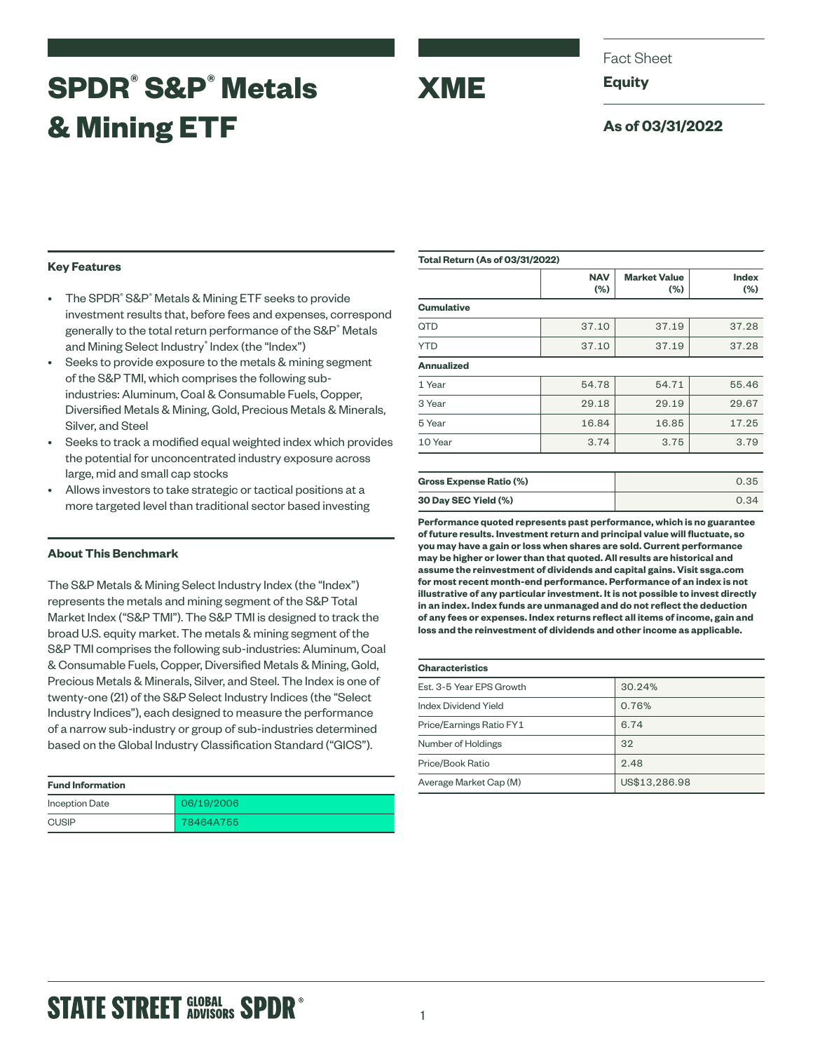# SPDR® S&P® Metals & Mining ETF

# XME

Fact Sheet

**Equity**

**As of 03/31/2022**

### Key Features

- The SPDR® S&P® Metals & Mining ETF seeks to provide investment results that, before fees and expenses, correspond generally to the total return performance of the S&P® Metals and Mining Select Industry® Index (the "Index")
- Seeks to provide exposure to the metals & mining segment of the S&P TMI, which comprises the following sub-industries: Aluminum, Coal & Consumable Fuels, Copper, Diversified Metals & Mining, Gold, Precious Metals & Minerals, Silver, and Steel
- Seeks to track a modified equal weighted index which provides the potential for unconcentrated industry exposure across large, mid and small cap stocks
- Allows investors to take strategic or tactical positions at a more targeted level than traditional sector based investing

### About This Benchmark

The S&P Metals & Mining Select Industry Index (the "Index") represents the metals and mining segment of the S&P Total Market Index ("S&P TMI"). The S&P TMI is designed to track the broad U.S. equity market. The metals & mining segment of the S&P TMI comprises the following sub-industries: Aluminum, Coal & Consumable Fuels, Copper, Diversified Metals & Mining, Gold, Precious Metals & Minerals, Silver, and Steel. The Index is one of twenty-one (21) of the S&P Select Industry Indices (the "Select Industry Indices"), each designed to measure the performance of a narrow sub-industry or group of sub-industries determined based on the Global Industry Classification Standard ("GICS").

| Fund Information | |
|---|---|
| Inception Date | 06/19/2006 |
| CUSIP | 78464A755 |

**Total Return (As of 03/31/2022)**

| | NAV (%) | Market Value (%) | Index (%) |
|---|---|---|---|
| **Cumulative** | | | |
| QTD | 37.10 | 37.19 | 37.28 |
| YTD | 37.10 | 37.19 | 37.28 |
| **Annualized** | | | |
| 1 Year | 54.78 | 54.71 | 55.46 |
| 3 Year | 29.18 | 29.19 | 29.67 |
| 5 Year | 16.84 | 16.85 | 17.25 |
| 10 Year | 3.74 | 3.75 | 3.79 |

| | |
|---|---|
| **Gross Expense Ratio (%)** | 0.35 |
| **30 Day SEC Yield (%)** | 0.34 |

**Performance quoted represents past performance, which is no guarantee of future results. Investment return and principal value will fluctuate, so you may have a gain or loss when shares are sold. Current performance may be higher or lower than that quoted. All results are historical and assume the reinvestment of dividends and capital gains. Visit ssga.com for most recent month-end performance. Performance of an index is not illustrative of any particular investment. It is not possible to invest directly in an index. Index funds are unmanaged and do not reflect the deduction of any fees or expenses. Index returns reflect all items of income, gain and loss and the reinvestment of dividends and other income as applicable.**

| Characteristics | |
|---|---|
| Est. 3-5 Year EPS Growth | 30.24% |
| Index Dividend Yield | 0.76% |
| Price/Earnings Ratio FY1 | 6.74 |
| Number of Holdings | 32 |
| Price/Book Ratio | 2.48 |
| Average Market Cap (M) | US$13,286.98 |

STATE STREET GLOBAL ADVISORS SPDR®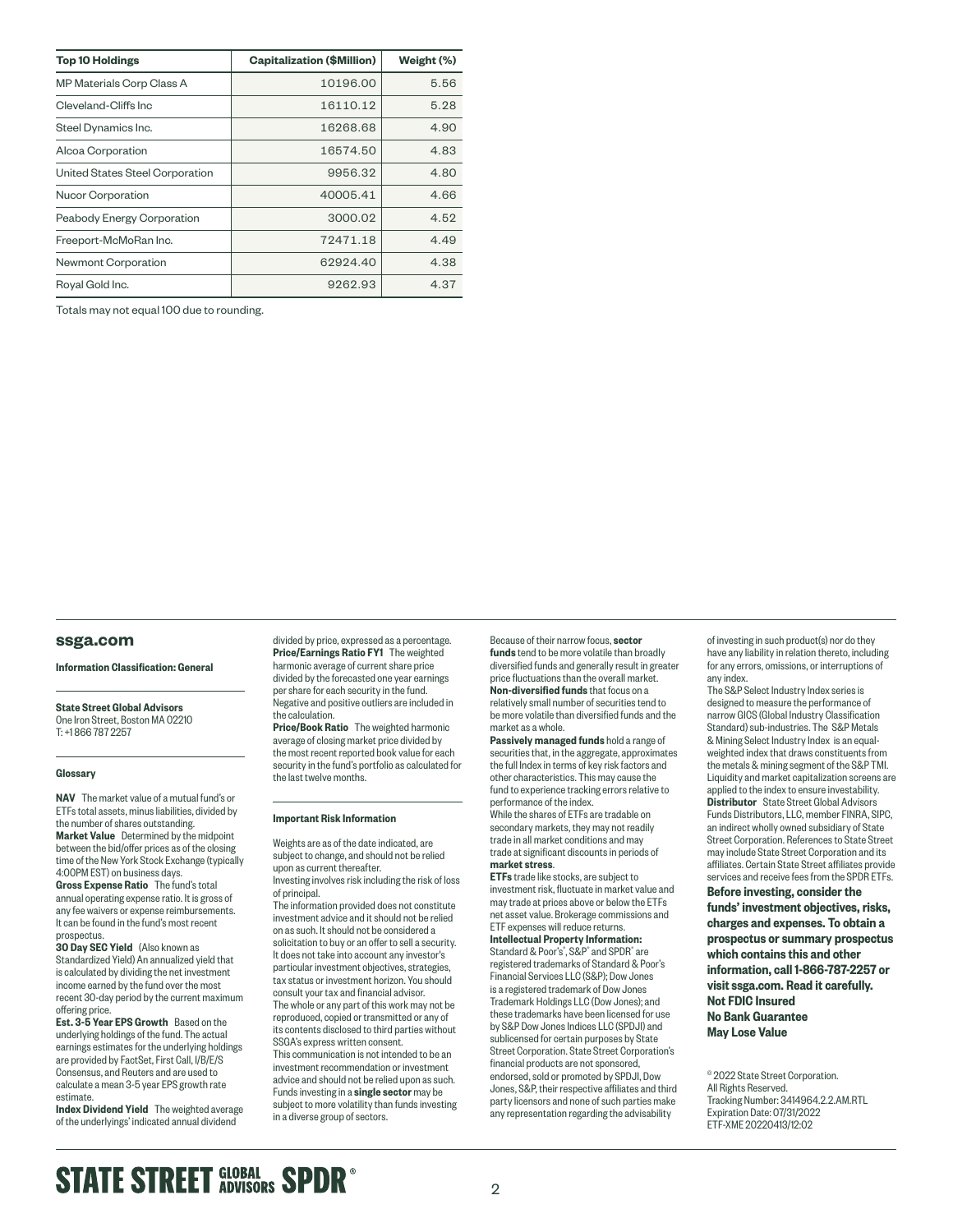| Top 10 Holdings | Capitalization ($Million) | Weight (%) |
|---|---|---|
| MP Materials Corp Class A | 10196.00 | 5.56 |
| Cleveland-Cliffs Inc | 16110.12 | 5.28 |
| Steel Dynamics Inc. | 16268.68 | 4.90 |
| Alcoa Corporation | 16574.50 | 4.83 |
| United States Steel Corporation | 9956.32 | 4.80 |
| Nucor Corporation | 40005.41 | 4.66 |
| Peabody Energy Corporation | 3000.02 | 4.52 |
| Freeport-McMoRan Inc. | 72471.18 | 4.49 |
| Newmont Corporation | 62924.40 | 4.38 |
| Royal Gold Inc. | 9262.93 | 4.37 |

Totals may not equal 100 due to rounding.

**ssga.com**

**Information Classification: General**

**State Street Global Advisors**
One Iron Street, Boston MA 02210
T: +1 866 787 2257

#### Glossary

**NAV** The market value of a mutual fund's or ETFs total assets, minus liabilities, divided by the number of shares outstanding.
**Market Value** Determined by the midpoint between the bid/offer prices as of the closing time of the New York Stock Exchange (typically 4:00PM EST) on business days.
**Gross Expense Ratio** The fund's total annual operating expense ratio. It is gross of any fee waivers or expense reimbursements. It can be found in the fund's most recent prospectus.
**30 Day SEC Yield** (Also known as Standardized Yield) An annualized yield that is calculated by dividing the net investment income earned by the fund over the most recent 30-day period by the current maximum offering price.
**Est. 3-5 Year EPS Growth** Based on the underlying holdings of the fund. The actual earnings estimates for the underlying holdings are provided by FactSet, First Call, I/B/E/S Consensus, and Reuters and are used to calculate a mean 3-5 year EPS growth rate estimate.
**Index Dividend Yield** The weighted average of the underlyings' indicated annual dividend divided by price, expressed as a percentage.
**Price/Earnings Ratio FY1** The weighted harmonic average of current share price divided by the forecasted one year earnings per share for each security in the fund. Negative and positive outliers are included in the calculation.
**Price/Book Ratio** The weighted harmonic average of closing market price divided by the most recent reported book value for each security in the fund's portfolio as calculated for the last twelve months.

#### Important Risk Information

Weights are as of the date indicated, are subject to change, and should not be relied upon as current thereafter.
Investing involves risk including the risk of loss of principal.
The information provided does not constitute investment advice and it should not be relied on as such. It should not be considered a solicitation to buy or an offer to sell a security. It does not take into account any investor's particular investment objectives, strategies, tax status or investment horizon. You should consult your tax and financial advisor.
The whole or any part of this work may not be reproduced, copied or transmitted or any of its contents disclosed to third parties without SSGA's express written consent.
This communication is not intended to be an investment recommendation or investment advice and should not be relied upon as such.
Funds investing in a **single sector** may be subject to more volatility than funds investing in a diverse group of sectors.
Because of their narrow focus, **sector funds** tend to be more volatile than broadly diversified funds and generally result in greater price fluctuations than the overall market.
**Non-diversified funds** that focus on a relatively small number of securities tend to be more volatile than diversified funds and the market as a whole.
**Passively managed funds** hold a range of securities that, in the aggregate, approximates the full Index in terms of key risk factors and other characteristics. This may cause the fund to experience tracking errors relative to performance of the index.
While the shares of ETFs are tradable on secondary markets, they may not readily trade in all market conditions and may trade at significant discounts in periods of **market stress**.
**ETFs** trade like stocks, are subject to investment risk, fluctuate in market value and may trade at prices above or below the ETFs net asset value. Brokerage commissions and ETF expenses will reduce returns.
**Intellectual Property Information:** Standard & Poor's®, S&P® and SPDR® are registered trademarks of Standard & Poor's Financial Services LLC (S&P); Dow Jones is a registered trademark of Dow Jones Trademark Holdings LLC (Dow Jones); and these trademarks have been licensed for use by S&P Dow Jones Indices LLC (SPDJI) and sublicensed for certain purposes by State Street Corporation. State Street Corporation's financial products are not sponsored, endorsed, sold or promoted by SPDJI, Dow Jones, S&P, their respective affiliates and third party licensors and none of such parties make any representation regarding the advisability of investing in such product(s) nor do they have any liability in relation thereto, including for any errors, omissions, or interruptions of any index.
The S&P Select Industry Index series is designed to measure the performance of narrow GICS (Global Industry Classification Standard) sub-industries. The S&P Metals & Mining Select Industry Index is an equal-weighted index that draws constituents from the metals & mining segment of the S&P TMI. Liquidity and market capitalization screens are applied to the index to ensure investability.
**Distributor** State Street Global Advisors Funds Distributors, LLC, member FINRA, SIPC, an indirect wholly owned subsidiary of State Street Corporation. References to State Street may include State Street Corporation and its affiliates. Certain State Street affiliates provide services and receive fees from the SPDR ETFs.

**Before investing, consider the funds' investment objectives, risks, charges and expenses. To obtain a prospectus or summary prospectus which contains this and other information, call 1-866-787-2257 or visit ssga.com. Read it carefully.**
**Not FDIC Insured**
**No Bank Guarantee**
**May Lose Value**

© 2022 State Street Corporation.
All Rights Reserved.
Tracking Number: 3414964.2.2.AM.RTL
Expiration Date: 07/31/2022
ETF-XME 20220413/12:02

STATE STREET GLOBAL ADVISORS SPDR®